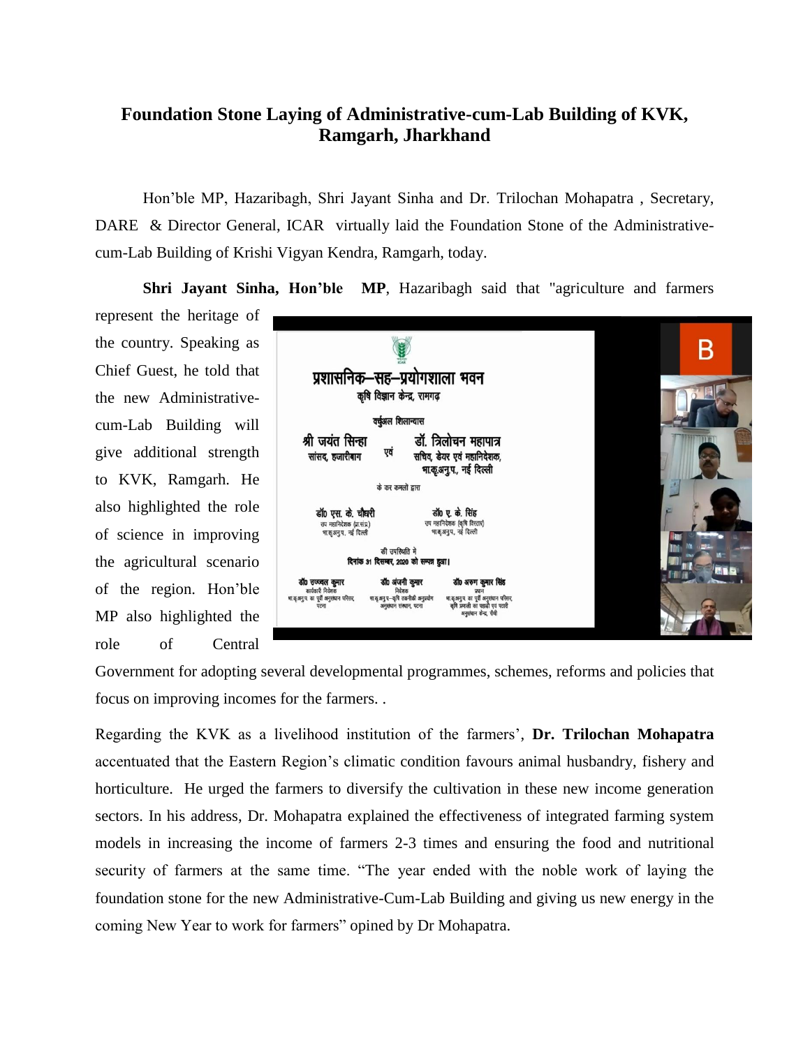# Foundation Stone Laying of Administrative-cum-Lab Building of KVK, Ramgarh, Jharkhand

Hon'ble MP, Hazaribagh, Shri Jayant Sinha and Dr. Trilochan Mohapatra , Secretary, DARE & Director General, ICAR virtually laid the Foundation Stone of the Administrative-cum-Lab Building of Krishi Vigyan Kendra, Ramgarh, today.

**Shri Jayant Sinha, Hon'ble MP**, Hazaribagh said that "agriculture and farmers represent the heritage of the country. Speaking as Chief Guest, he told that the new Administrative-cum-Lab Building will give additional strength to KVK, Ramgarh. He also highlighted the role of science in improving the agricultural scenario of the region. Hon'ble MP also highlighted the role of Central Government for adopting several developmental programmes, schemes, reforms and policies that focus on improving incomes for the farmers. .

Regarding the KVK as a livelihood institution of the farmers', **Dr. Trilochan Mohapatra** accentuated that the Eastern Region's climatic condition favours animal husbandry, fishery and horticulture. He urged the farmers to diversify the cultivation in these new income generation sectors. In his address, Dr. Mohapatra explained the effectiveness of integrated farming system models in increasing the income of farmers 2-3 times and ensuring the food and nutritional security of farmers at the same time. "The year ended with the noble work of laying the foundation stone for the new Administrative-Cum-Lab Building and giving us new energy in the coming New Year to work for farmers" opined by Dr Mohapatra.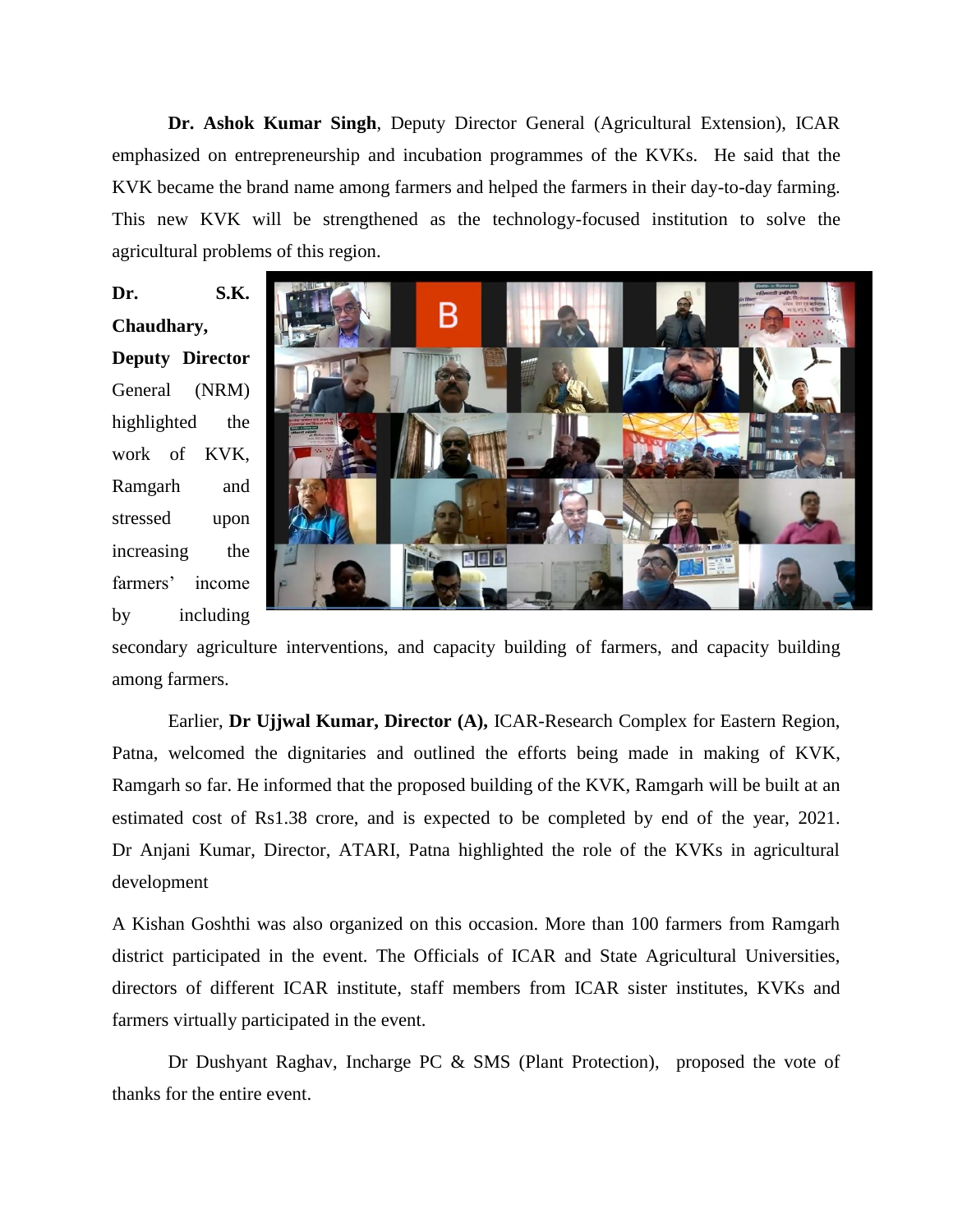**Dr. Ashok Kumar Singh**, Deputy Director General (Agricultural Extension), ICAR emphasized on entrepreneurship and incubation programmes of the KVKs. He said that the KVK became the brand name among farmers and helped the farmers in their day-to-day farming. This new KVK will be strengthened as the technology-focused institution to solve the agricultural problems of this region.

**Dr. S.K. Chaudhary, Deputy Director** General (NRM) highlighted the work of KVK, Ramgarh and stressed upon increasing the farmers' income by including secondary agriculture interventions, and capacity building of farmers, and capacity building among farmers.

Earlier, **Dr Ujjwal Kumar, Director (A),** ICAR-Research Complex for Eastern Region, Patna, welcomed the dignitaries and outlined the efforts being made in making of KVK, Ramgarh so far. He informed that the proposed building of the KVK, Ramgarh will be built at an estimated cost of Rs1.38 crore, and is expected to be completed by end of the year, 2021. Dr Anjani Kumar, Director, ATARI, Patna highlighted the role of the KVKs in agricultural development

A Kishan Goshthi was also organized on this occasion. More than 100 farmers from Ramgarh district participated in the event. The Officials of ICAR and State Agricultural Universities, directors of different ICAR institute, staff members from ICAR sister institutes, KVKs and farmers virtually participated in the event.

Dr Dushyant Raghav, Incharge PC & SMS (Plant Protection), proposed the vote of thanks for the entire event.